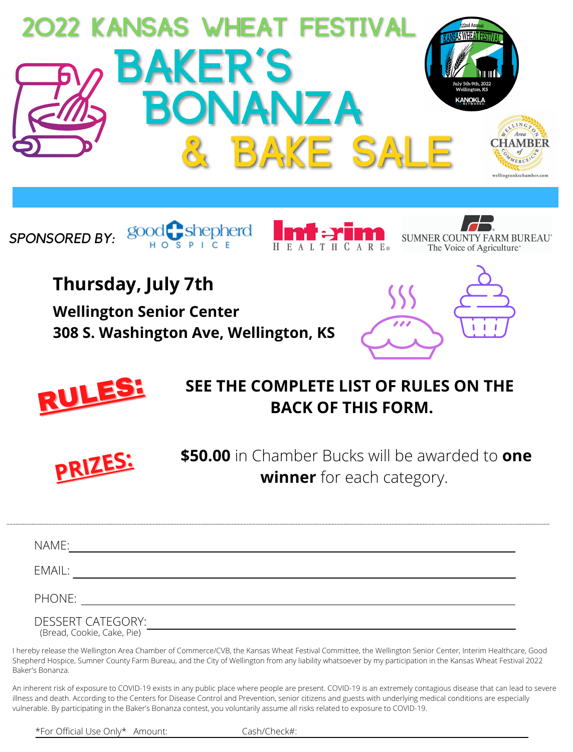# 2022 KANSAS WHEAT FESTIVAL

# BAKER'S BONANZA & BAKE SALE

122nd Annual Kansas Wheat Festival
July 5th-9th, 2022
Wellington, KS
KANOKLA

Wellington Area Chamber of Commerce/CVB
wellingtonkschamber.com

*SPONSORED BY:* good shepherd HOSPICE | Interim HEALTHCARE | SUMNER COUNTY FARM BUREAU The Voice of Agriculture

**Thursday, July 7th**

**Wellington Senior Center**
**308 S. Washington Ave, Wellington, KS**

**RULES:**

**SEE THE COMPLETE LIST OF RULES ON THE BACK OF THIS FORM.**

**PRIZES:**

**$50.00** in Chamber Bucks will be awarded to **one winner** for each category.

---

NAME: ____________________

EMAIL: ____________________

PHONE: ____________________

DESSERT CATEGORY: ____________________
(Bread, Cookie, Cake, Pie)

I hereby release the Wellington Area Chamber of Commerce/CVB, the Kansas Wheat Festival Committee, the Wellington Senior Center, Interim Healthcare, Good Shepherd Hospice, Sumner County Farm Bureau, and the City of Wellington from any liability whatsoever by my participation in the Kansas Wheat Festival 2022 Baker's Bonanza.

An inherent risk of exposure to COVID-19 exists in any public place where people are present. COVID-19 is an extremely contagious disease that can lead to severe illness and death. According to the Centers for Disease Control and Prevention, senior citizens and guests with underlying medical conditions are especially vulnerable. By participating in the Baker's Bonanza contest, you voluntarily assume all risks related to exposure to COVID-19.

*For Official Use Only* Amount: __________ Cash/Check#: __________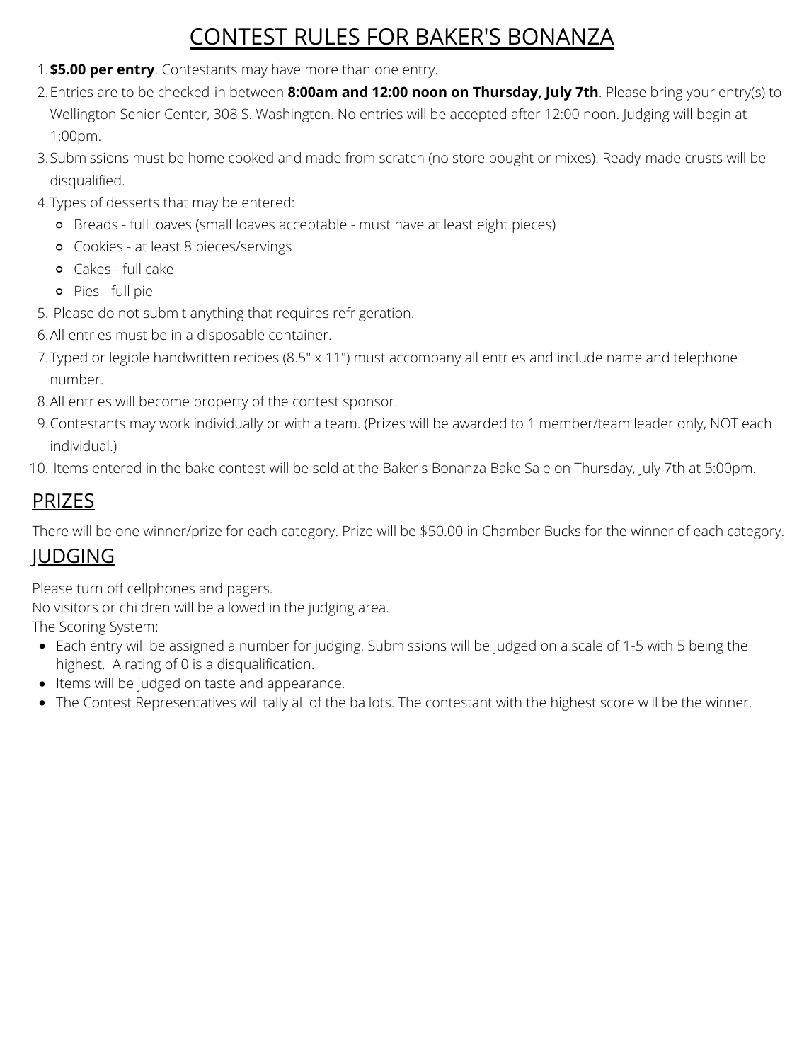# CONTEST RULES FOR BAKER'S BONANZA

1. **$5.00 per entry**. Contestants may have more than one entry.
2. Entries are to be checked-in between **8:00am and 12:00 noon on Thursday, July 7th**. Please bring your entry(s) to Wellington Senior Center, 308 S. Washington. No entries will be accepted after 12:00 noon. Judging will begin at 1:00pm.
3. Submissions must be home cooked and made from scratch (no store bought or mixes). Ready-made crusts will be disqualified.
4. Types of desserts that may be entered:
   - Breads - full loaves (small loaves acceptable - must have at least eight pieces)
   - Cookies - at least 8 pieces/servings
   - Cakes - full cake
   - Pies - full pie
5. Please do not submit anything that requires refrigeration.
6. All entries must be in a disposable container.
7. Typed or legible handwritten recipes (8.5" x 11") must accompany all entries and include name and telephone number.
8. All entries will become property of the contest sponsor.
9. Contestants may work individually or with a team. (Prizes will be awarded to 1 member/team leader only, NOT each individual.)
10. Items entered in the bake contest will be sold at the Baker's Bonanza Bake Sale on Thursday, July 7th at 5:00pm.

## PRIZES

There will be one winner/prize for each category. Prize will be $50.00 in Chamber Bucks for the winner of each category.

## JUDGING

Please turn off cellphones and pagers.
No visitors or children will be allowed in the judging area.
The Scoring System:

- Each entry will be assigned a number for judging. Submissions will be judged on a scale of 1-5 with 5 being the highest. A rating of 0 is a disqualification.
- Items will be judged on taste and appearance.
- The Contest Representatives will tally all of the ballots. The contestant with the highest score will be the winner.